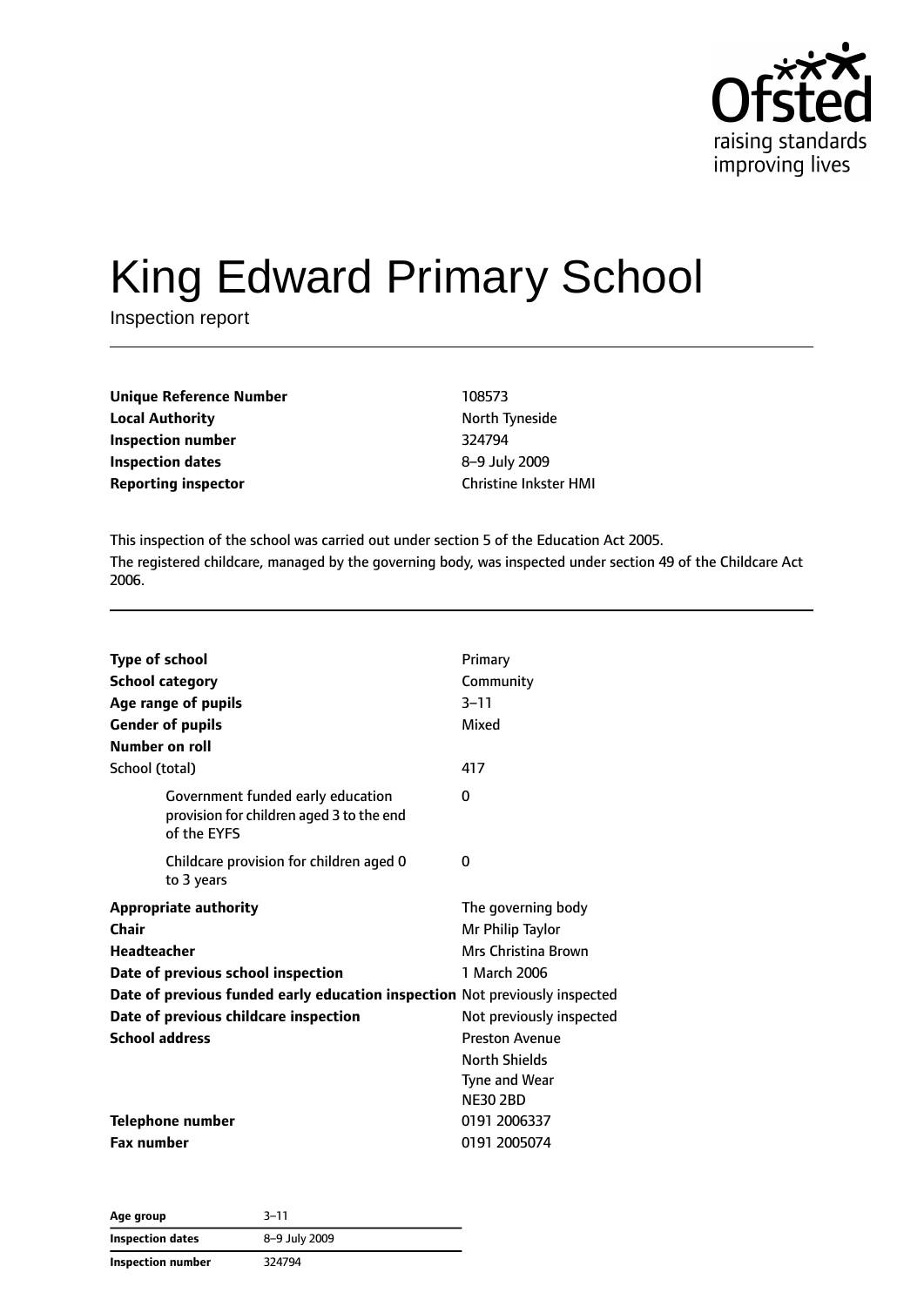# King Edward Primary School

Inspection report

| | |
|---|---|
| **Unique Reference Number** | 108573 |
| **Local Authority** | North Tyneside |
| **Inspection number** | 324794 |
| **Inspection dates** | 8–9 July 2009 |
| **Reporting inspector** | Christine Inkster HMI |

This inspection of the school was carried out under section 5 of the Education Act 2005.

The registered childcare, managed by the governing body, was inspected under section 49 of the Childcare Act 2006.

| | |
|---|---|
| **Type of school** | Primary |
| **School category** | Community |
| **Age range of pupils** | 3–11 |
| **Gender of pupils** | Mixed |
| **Number on roll** | |
| School (total) | 417 |
| Government funded early education provision for children aged 3 to the end of the EYFS | 0 |
| Childcare provision for children aged 0 to 3 years | 0 |
| **Appropriate authority** | The governing body |
| **Chair** | Mr Philip Taylor |
| **Headteacher** | Mrs Christina Brown |
| **Date of previous school inspection** | 1 March 2006 |
| **Date of previous funded early education inspection** | Not previously inspected |
| **Date of previous childcare inspection** | Not previously inspected |
| **School address** | Preston Avenue<br>North Shields<br>Tyne and Wear<br>NE30 2BD |
| **Telephone number** | 0191 2006337 |
| **Fax number** | 0191 2005074 |

| | |
|---|---|
| **Age group** | 3–11 |
| **Inspection dates** | 8–9 July 2009 |
| **Inspection number** | 324794 |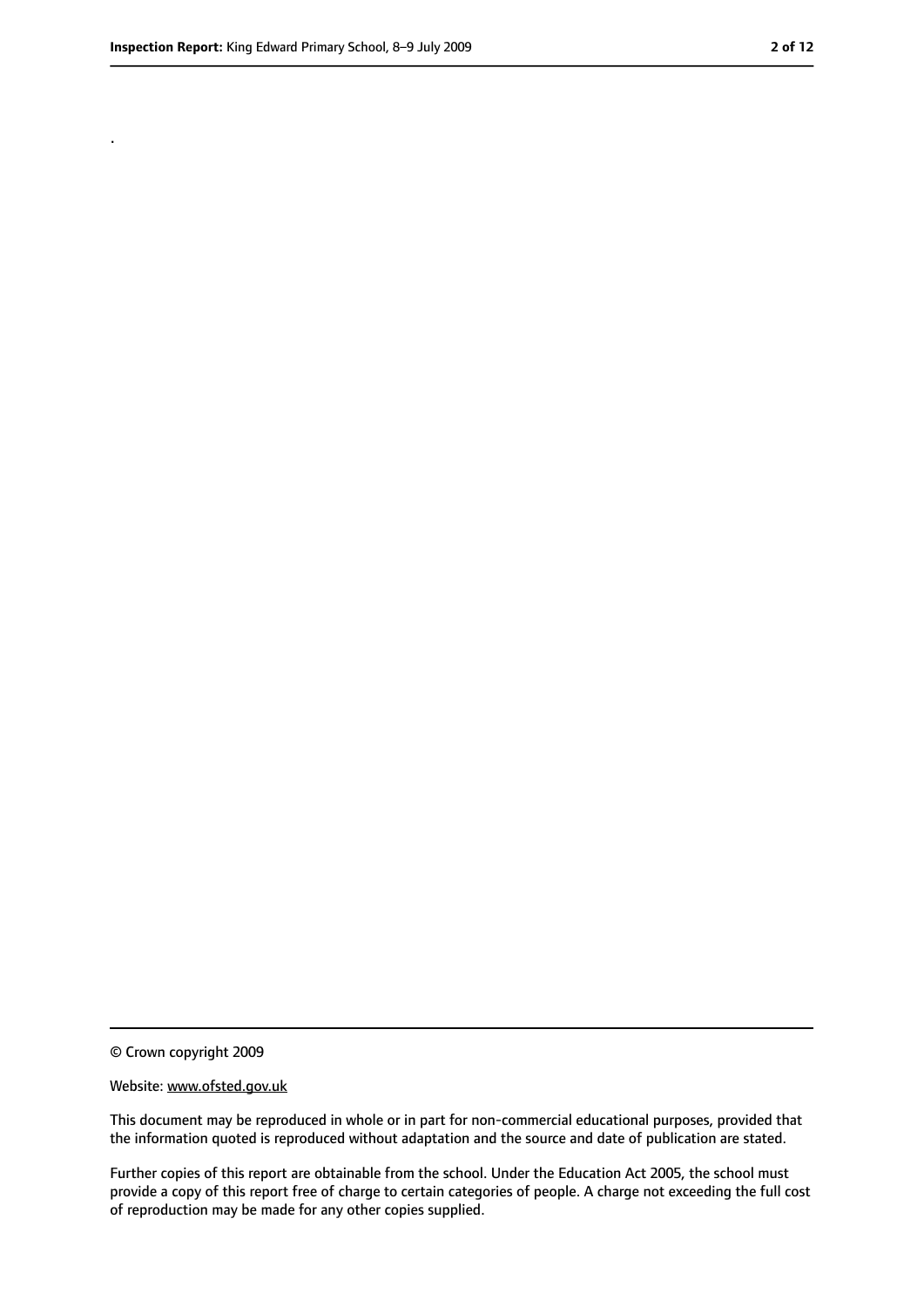.

© Crown copyright 2009

Website: www.ofsted.gov.uk

This document may be reproduced in whole or in part for non-commercial educational purposes, provided that the information quoted is reproduced without adaptation and the source and date of publication are stated.

Further copies of this report are obtainable from the school. Under the Education Act 2005, the school must provide a copy of this report free of charge to certain categories of people. A charge not exceeding the full cost of reproduction may be made for any other copies supplied.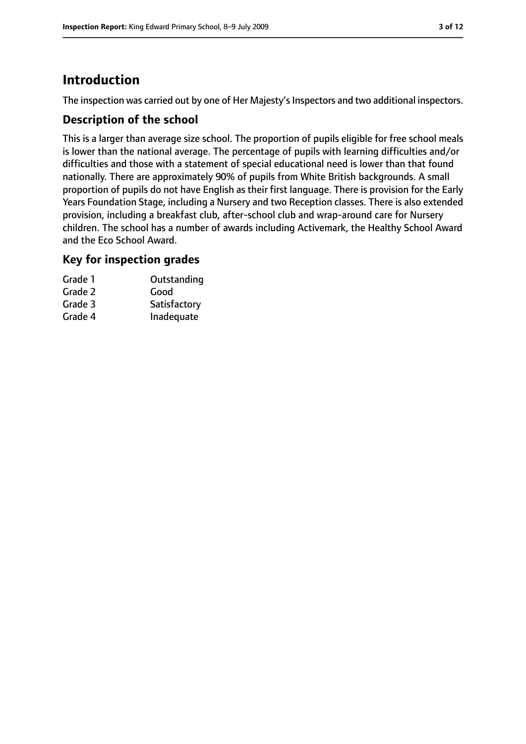# Introduction

The inspection was carried out by one of Her Majesty's Inspectors and two additional inspectors.

## Description of the school

This is a larger than average size school. The proportion of pupils eligible for free school meals is lower than the national average. The percentage of pupils with learning difficulties and/or difficulties and those with a statement of special educational need is lower than that found nationally. There are approximately 90% of pupils from White British backgrounds. A small proportion of pupils do not have English as their first language. There is provision for the Early Years Foundation Stage, including a Nursery and two Reception classes. There is also extended provision, including a breakfast club, after-school club and wrap-around care for Nursery children. The school has a number of awards including Activemark, the Healthy School Award and the Eco School Award.

## Key for inspection grades

| | |
|---|---|
| Grade 1 | Outstanding |
| Grade 2 | Good |
| Grade 3 | Satisfactory |
| Grade 4 | Inadequate |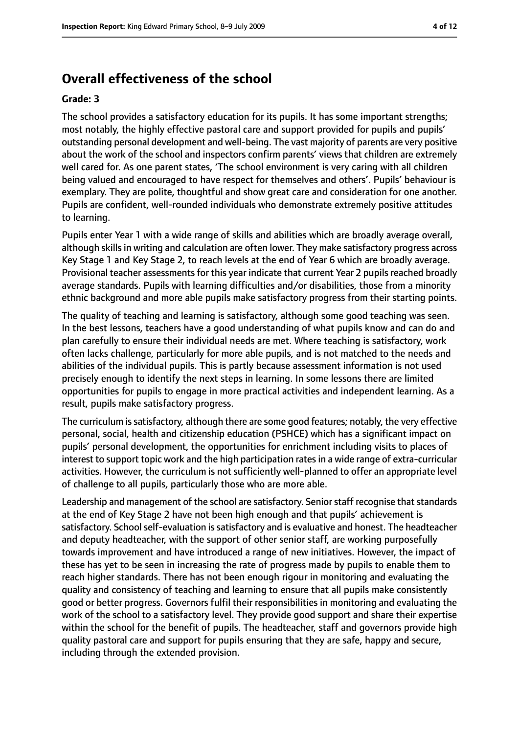## Overall effectiveness of the school

**Grade: 3**

The school provides a satisfactory education for its pupils. It has some important strengths; most notably, the highly effective pastoral care and support provided for pupils and pupils' outstanding personal development and well-being. The vast majority of parents are very positive about the work of the school and inspectors confirm parents' views that children are extremely well cared for. As one parent states, 'The school environment is very caring with all children being valued and encouraged to have respect for themselves and others'. Pupils' behaviour is exemplary. They are polite, thoughtful and show great care and consideration for one another. Pupils are confident, well-rounded individuals who demonstrate extremely positive attitudes to learning.

Pupils enter Year 1 with a wide range of skills and abilities which are broadly average overall, although skills in writing and calculation are often lower. They make satisfactory progress across Key Stage 1 and Key Stage 2, to reach levels at the end of Year 6 which are broadly average. Provisional teacher assessments for this year indicate that current Year 2 pupils reached broadly average standards. Pupils with learning difficulties and/or disabilities, those from a minority ethnic background and more able pupils make satisfactory progress from their starting points.

The quality of teaching and learning is satisfactory, although some good teaching was seen. In the best lessons, teachers have a good understanding of what pupils know and can do and plan carefully to ensure their individual needs are met. Where teaching is satisfactory, work often lacks challenge, particularly for more able pupils, and is not matched to the needs and abilities of the individual pupils. This is partly because assessment information is not used precisely enough to identify the next steps in learning. In some lessons there are limited opportunities for pupils to engage in more practical activities and independent learning. As a result, pupils make satisfactory progress.

The curriculum is satisfactory, although there are some good features; notably, the very effective personal, social, health and citizenship education (PSHCE) which has a significant impact on pupils' personal development, the opportunities for enrichment including visits to places of interest to support topic work and the high participation rates in a wide range of extra-curricular activities. However, the curriculum is not sufficiently well-planned to offer an appropriate level of challenge to all pupils, particularly those who are more able.

Leadership and management of the school are satisfactory. Senior staff recognise that standards at the end of Key Stage 2 have not been high enough and that pupils' achievement is satisfactory. School self-evaluation is satisfactory and is evaluative and honest. The headteacher and deputy headteacher, with the support of other senior staff, are working purposefully towards improvement and have introduced a range of new initiatives. However, the impact of these has yet to be seen in increasing the rate of progress made by pupils to enable them to reach higher standards. There has not been enough rigour in monitoring and evaluating the quality and consistency of teaching and learning to ensure that all pupils make consistently good or better progress. Governors fulfil their responsibilities in monitoring and evaluating the work of the school to a satisfactory level. They provide good support and share their expertise within the school for the benefit of pupils. The headteacher, staff and governors provide high quality pastoral care and support for pupils ensuring that they are safe, happy and secure, including through the extended provision.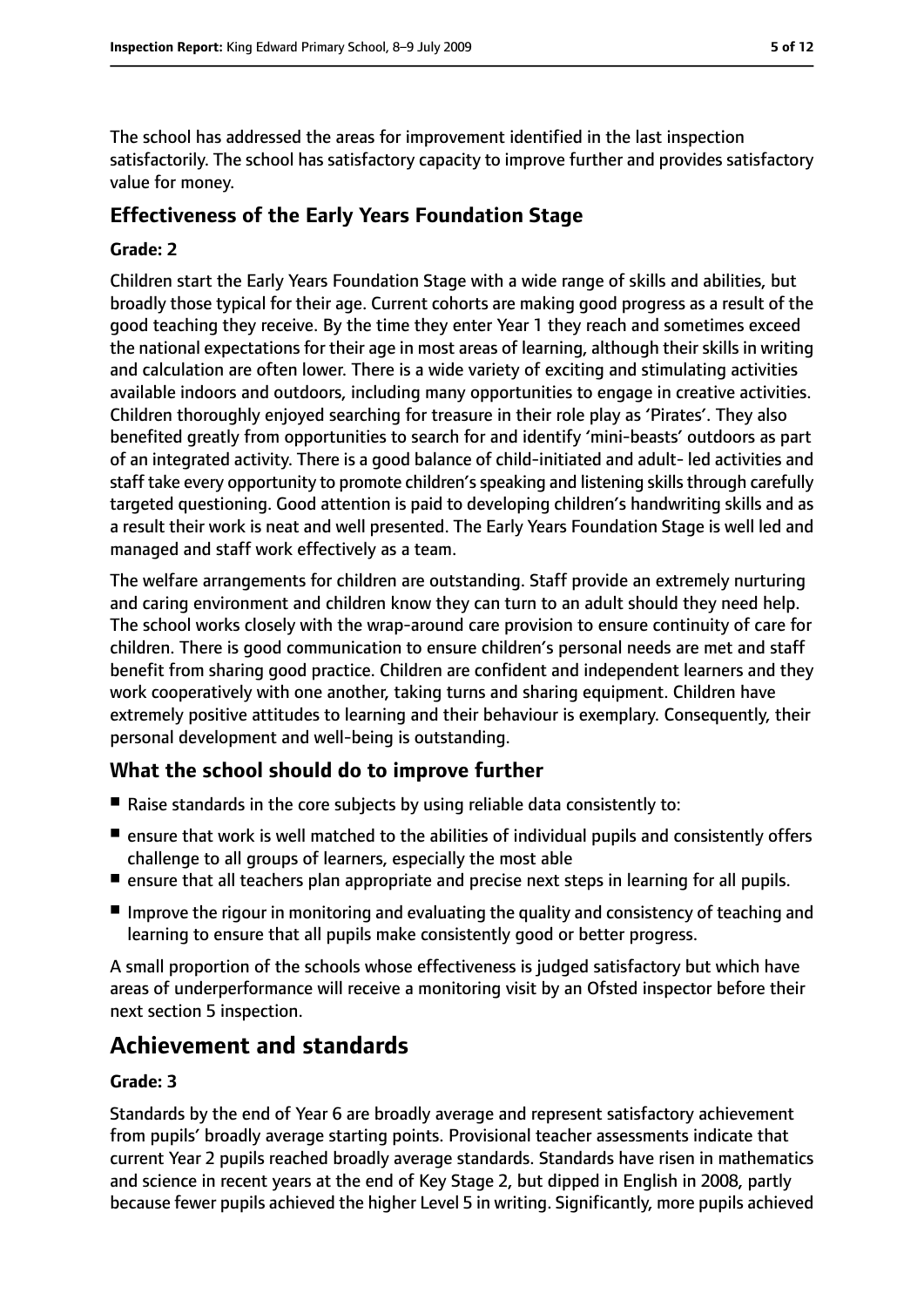The school has addressed the areas for improvement identified in the last inspection satisfactorily. The school has satisfactory capacity to improve further and provides satisfactory value for money.

## Effectiveness of the Early Years Foundation Stage

**Grade: 2**

Children start the Early Years Foundation Stage with a wide range of skills and abilities, but broadly those typical for their age. Current cohorts are making good progress as a result of the good teaching they receive. By the time they enter Year 1 they reach and sometimes exceed the national expectations for their age in most areas of learning, although their skills in writing and calculation are often lower. There is a wide variety of exciting and stimulating activities available indoors and outdoors, including many opportunities to engage in creative activities. Children thoroughly enjoyed searching for treasure in their role play as 'Pirates'. They also benefited greatly from opportunities to search for and identify 'mini-beasts' outdoors as part of an integrated activity. There is a good balance of child-initiated and adult- led activities and staff take every opportunity to promote children's speaking and listening skills through carefully targeted questioning. Good attention is paid to developing children's handwriting skills and as a result their work is neat and well presented. The Early Years Foundation Stage is well led and managed and staff work effectively as a team.

The welfare arrangements for children are outstanding. Staff provide an extremely nurturing and caring environment and children know they can turn to an adult should they need help. The school works closely with the wrap-around care provision to ensure continuity of care for children. There is good communication to ensure children's personal needs are met and staff benefit from sharing good practice. Children are confident and independent learners and they work cooperatively with one another, taking turns and sharing equipment. Children have extremely positive attitudes to learning and their behaviour is exemplary. Consequently, their personal development and well-being is outstanding.

## What the school should do to improve further

- Raise standards in the core subjects by using reliable data consistently to:
- ensure that work is well matched to the abilities of individual pupils and consistently offers challenge to all groups of learners, especially the most able
- ensure that all teachers plan appropriate and precise next steps in learning for all pupils.
- Improve the rigour in monitoring and evaluating the quality and consistency of teaching and learning to ensure that all pupils make consistently good or better progress.

A small proportion of the schools whose effectiveness is judged satisfactory but which have areas of underperformance will receive a monitoring visit by an Ofsted inspector before their next section 5 inspection.

# Achievement and standards

**Grade: 3**

Standards by the end of Year 6 are broadly average and represent satisfactory achievement from pupils' broadly average starting points. Provisional teacher assessments indicate that current Year 2 pupils reached broadly average standards. Standards have risen in mathematics and science in recent years at the end of Key Stage 2, but dipped in English in 2008, partly because fewer pupils achieved the higher Level 5 in writing. Significantly, more pupils achieved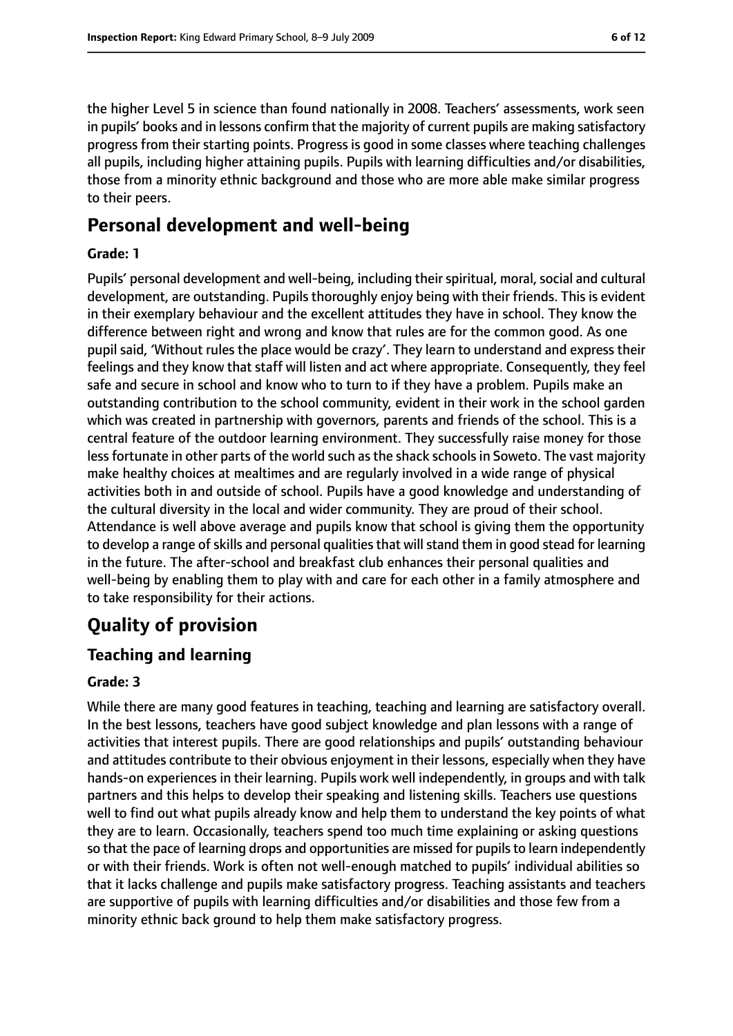the higher Level 5 in science than found nationally in 2008. Teachers' assessments, work seen in pupils' books and in lessons confirm that the majority of current pupils are making satisfactory progress from their starting points. Progress is good in some classes where teaching challenges all pupils, including higher attaining pupils. Pupils with learning difficulties and/or disabilities, those from a minority ethnic background and those who are more able make similar progress to their peers.

## Personal development and well-being

**Grade: 1**

Pupils' personal development and well-being, including their spiritual, moral, social and cultural development, are outstanding. Pupils thoroughly enjoy being with their friends. This is evident in their exemplary behaviour and the excellent attitudes they have in school. They know the difference between right and wrong and know that rules are for the common good. As one pupil said, 'Without rules the place would be crazy'. They learn to understand and express their feelings and they know that staff will listen and act where appropriate. Consequently, they feel safe and secure in school and know who to turn to if they have a problem. Pupils make an outstanding contribution to the school community, evident in their work in the school garden which was created in partnership with governors, parents and friends of the school. This is a central feature of the outdoor learning environment. They successfully raise money for those less fortunate in other parts of the world such as the shack schools in Soweto. The vast majority make healthy choices at mealtimes and are regularly involved in a wide range of physical activities both in and outside of school. Pupils have a good knowledge and understanding of the cultural diversity in the local and wider community. They are proud of their school. Attendance is well above average and pupils know that school is giving them the opportunity to develop a range of skills and personal qualities that will stand them in good stead for learning in the future. The after-school and breakfast club enhances their personal qualities and well-being by enabling them to play with and care for each other in a family atmosphere and to take responsibility for their actions.

# Quality of provision

## Teaching and learning

**Grade: 3**

While there are many good features in teaching, teaching and learning are satisfactory overall. In the best lessons, teachers have good subject knowledge and plan lessons with a range of activities that interest pupils. There are good relationships and pupils' outstanding behaviour and attitudes contribute to their obvious enjoyment in their lessons, especially when they have hands-on experiences in their learning. Pupils work well independently, in groups and with talk partners and this helps to develop their speaking and listening skills. Teachers use questions well to find out what pupils already know and help them to understand the key points of what they are to learn. Occasionally, teachers spend too much time explaining or asking questions so that the pace of learning drops and opportunities are missed for pupils to learn independently or with their friends. Work is often not well-enough matched to pupils' individual abilities so that it lacks challenge and pupils make satisfactory progress. Teaching assistants and teachers are supportive of pupils with learning difficulties and/or disabilities and those few from a minority ethnic back ground to help them make satisfactory progress.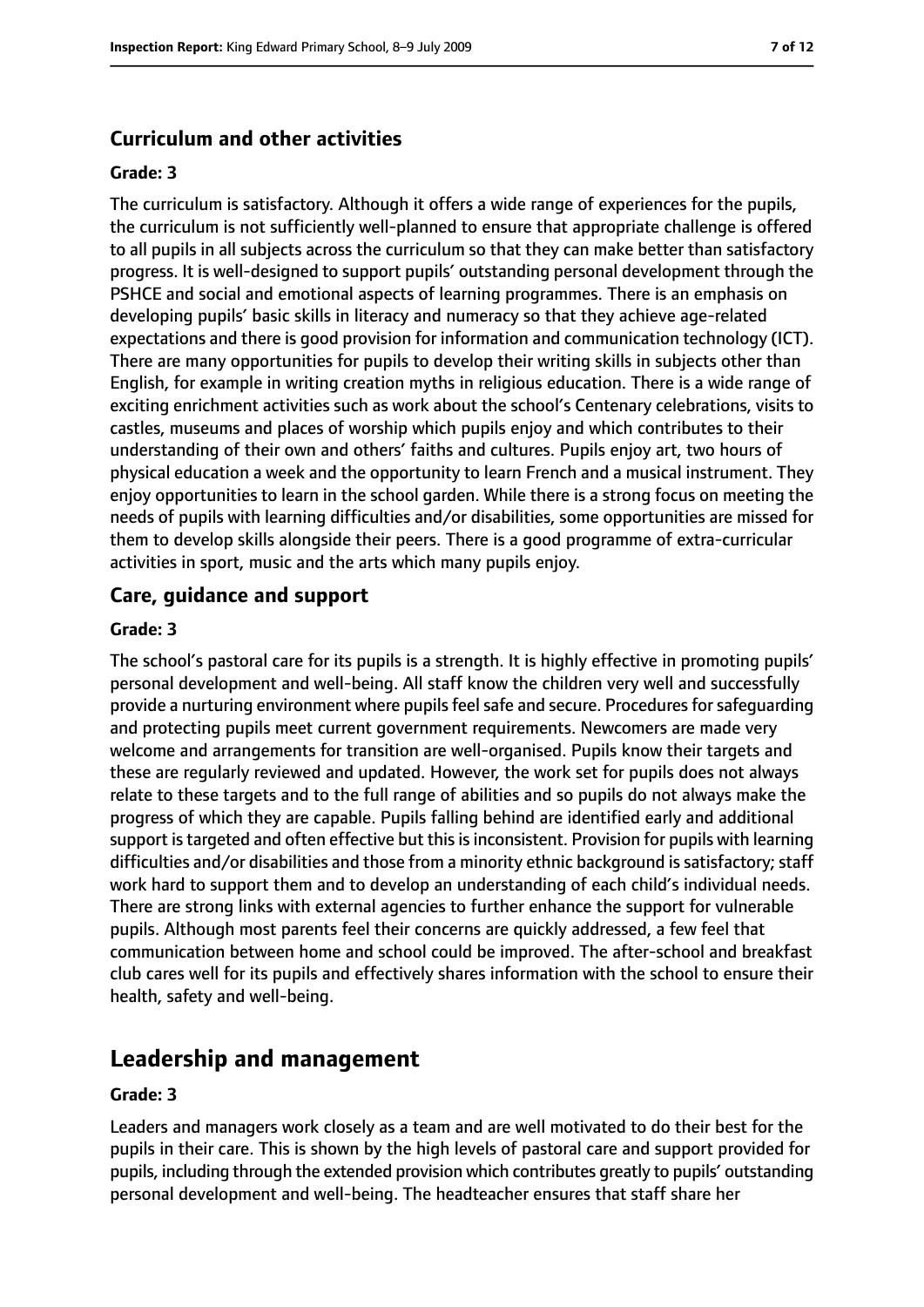### Curriculum and other activities

**Grade: 3**

The curriculum is satisfactory. Although it offers a wide range of experiences for the pupils, the curriculum is not sufficiently well-planned to ensure that appropriate challenge is offered to all pupils in all subjects across the curriculum so that they can make better than satisfactory progress. It is well-designed to support pupils' outstanding personal development through the PSHCE and social and emotional aspects of learning programmes. There is an emphasis on developing pupils' basic skills in literacy and numeracy so that they achieve age-related expectations and there is good provision for information and communication technology (ICT). There are many opportunities for pupils to develop their writing skills in subjects other than English, for example in writing creation myths in religious education. There is a wide range of exciting enrichment activities such as work about the school's Centenary celebrations, visits to castles, museums and places of worship which pupils enjoy and which contributes to their understanding of their own and others' faiths and cultures. Pupils enjoy art, two hours of physical education a week and the opportunity to learn French and a musical instrument. They enjoy opportunities to learn in the school garden. While there is a strong focus on meeting the needs of pupils with learning difficulties and/or disabilities, some opportunities are missed for them to develop skills alongside their peers. There is a good programme of extra-curricular activities in sport, music and the arts which many pupils enjoy.

### Care, guidance and support

**Grade: 3**

The school's pastoral care for its pupils is a strength. It is highly effective in promoting pupils' personal development and well-being. All staff know the children very well and successfully provide a nurturing environment where pupils feel safe and secure. Procedures for safeguarding and protecting pupils meet current government requirements. Newcomers are made very welcome and arrangements for transition are well-organised. Pupils know their targets and these are regularly reviewed and updated. However, the work set for pupils does not always relate to these targets and to the full range of abilities and so pupils do not always make the progress of which they are capable. Pupils falling behind are identified early and additional support is targeted and often effective but this is inconsistent. Provision for pupils with learning difficulties and/or disabilities and those from a minority ethnic background is satisfactory; staff work hard to support them and to develop an understanding of each child's individual needs. There are strong links with external agencies to further enhance the support for vulnerable pupils. Although most parents feel their concerns are quickly addressed, a few feel that communication between home and school could be improved. The after-school and breakfast club cares well for its pupils and effectively shares information with the school to ensure their health, safety and well-being.

## Leadership and management

**Grade: 3**

Leaders and managers work closely as a team and are well motivated to do their best for the pupils in their care. This is shown by the high levels of pastoral care and support provided for pupils, including through the extended provision which contributes greatly to pupils' outstanding personal development and well-being. The headteacher ensures that staff share her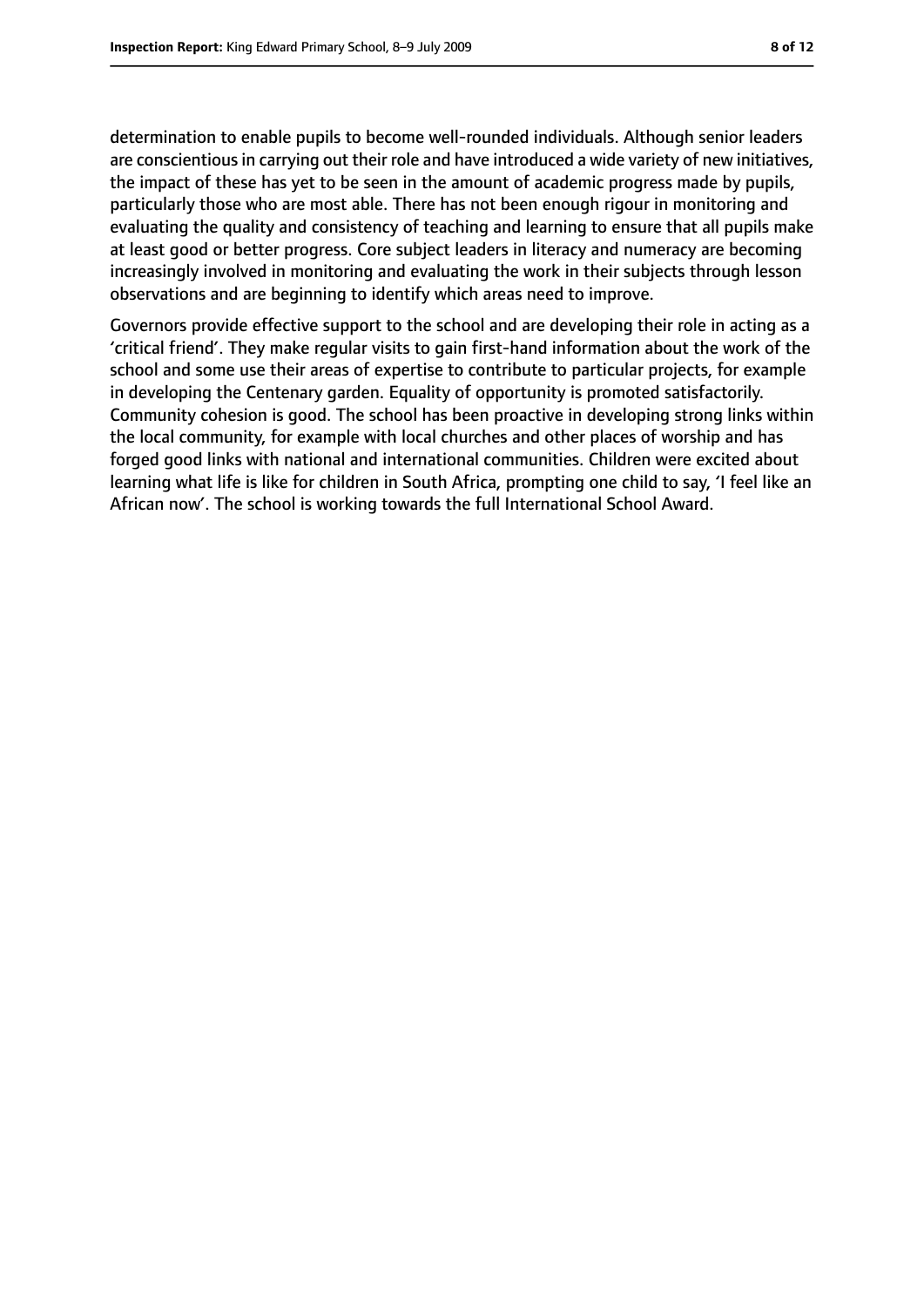determination to enable pupils to become well-rounded individuals. Although senior leaders are conscientious in carrying out their role and have introduced a wide variety of new initiatives, the impact of these has yet to be seen in the amount of academic progress made by pupils, particularly those who are most able. There has not been enough rigour in monitoring and evaluating the quality and consistency of teaching and learning to ensure that all pupils make at least good or better progress. Core subject leaders in literacy and numeracy are becoming increasingly involved in monitoring and evaluating the work in their subjects through lesson observations and are beginning to identify which areas need to improve.

Governors provide effective support to the school and are developing their role in acting as a 'critical friend'. They make regular visits to gain first-hand information about the work of the school and some use their areas of expertise to contribute to particular projects, for example in developing the Centenary garden. Equality of opportunity is promoted satisfactorily. Community cohesion is good. The school has been proactive in developing strong links within the local community, for example with local churches and other places of worship and has forged good links with national and international communities. Children were excited about learning what life is like for children in South Africa, prompting one child to say, 'I feel like an African now'. The school is working towards the full International School Award.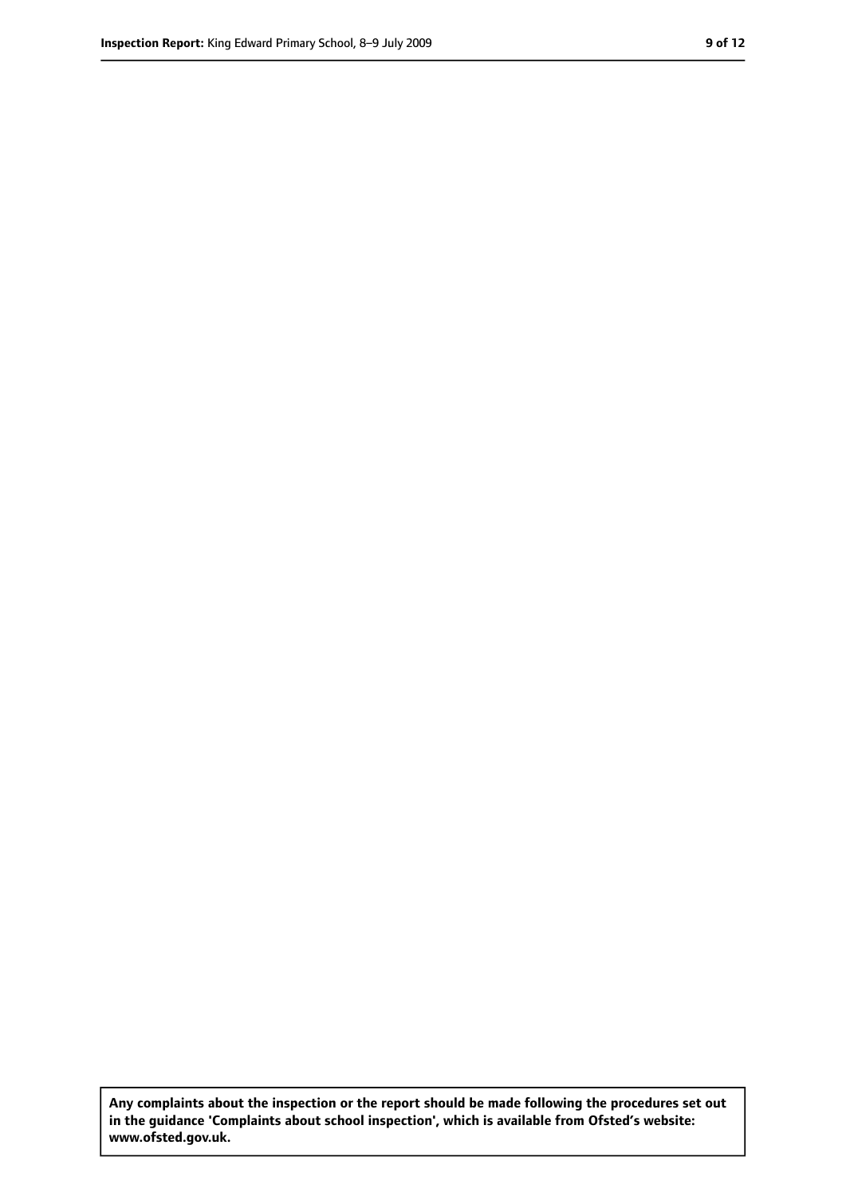**Any complaints about the inspection or the report should be made following the procedures set out in the guidance 'Complaints about school inspection', which is available from Ofsted's website: www.ofsted.gov.uk.**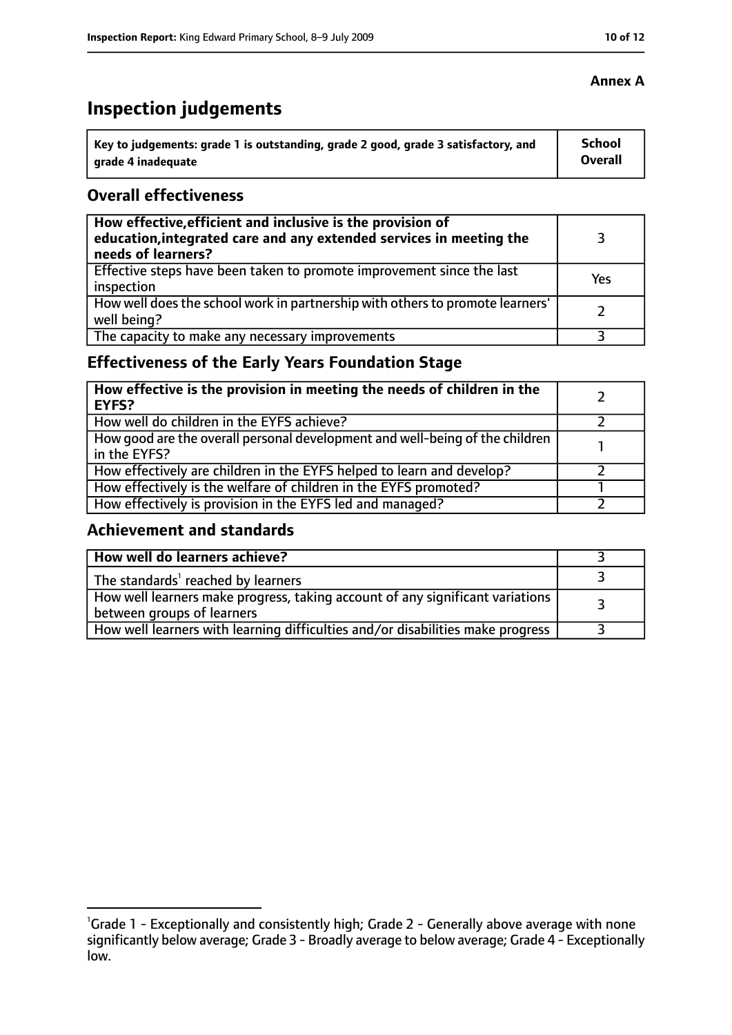**Annex A**

# Inspection judgements

| Key to judgements: grade 1 is outstanding, grade 2 good, grade 3 satisfactory, and grade 4 inadequate | School Overall |
|---|---|

## Overall effectiveness

| | |
|---|---|
| **How effective, efficient and inclusive is the provision of education, integrated care and any extended services in meeting the needs of learners?** | 3 |
| Effective steps have been taken to promote improvement since the last inspection | Yes |
| How well does the school work in partnership with others to promote learners' well being? | 2 |
| The capacity to make any necessary improvements | 3 |

## Effectiveness of the Early Years Foundation Stage

| | |
|---|---|
| **How effective is the provision in meeting the needs of children in the EYFS?** | 2 |
| How well do children in the EYFS achieve? | 2 |
| How good are the overall personal development and well-being of the children in the EYFS? | 1 |
| How effectively are children in the EYFS helped to learn and develop? | 2 |
| How effectively is the welfare of children in the EYFS promoted? | 1 |
| How effectively is provision in the EYFS led and managed? | 2 |

## Achievement and standards

| | |
|---|---|
| **How well do learners achieve?** | 3 |
| The standards[1] reached by learners | 3 |
| How well learners make progress, taking account of any significant variations between groups of learners | 3 |
| How well learners with learning difficulties and/or disabilities make progress | 3 |

[1]Grade 1 - Exceptionally and consistently high; Grade 2 - Generally above average with none significantly below average; Grade 3 - Broadly average to below average; Grade 4 - Exceptionally low.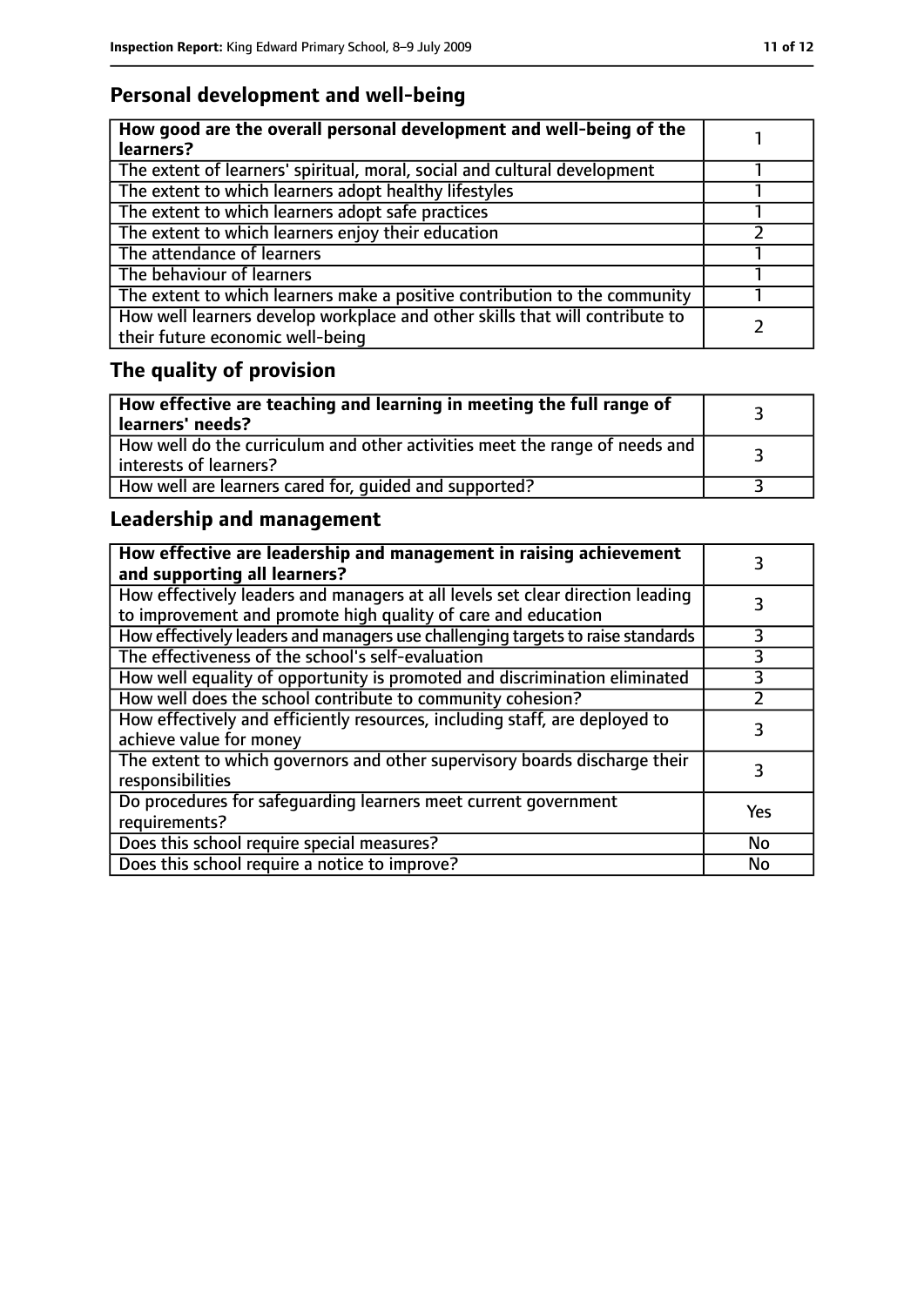## Personal development and well-being

| How good are the overall personal development and well-being of the learners? | 1 |
|---|---|
| The extent of learners' spiritual, moral, social and cultural development | 1 |
| The extent to which learners adopt healthy lifestyles | 1 |
| The extent to which learners adopt safe practices | 1 |
| The extent to which learners enjoy their education | 2 |
| The attendance of learners | 1 |
| The behaviour of learners | 1 |
| The extent to which learners make a positive contribution to the community | 1 |
| How well learners develop workplace and other skills that will contribute to their future economic well-being | 2 |

## The quality of provision

| How effective are teaching and learning in meeting the full range of learners' needs? | 3 |
|---|---|
| How well do the curriculum and other activities meet the range of needs and interests of learners? | 3 |
| How well are learners cared for, guided and supported? | 3 |

## Leadership and management

| How effective are leadership and management in raising achievement and supporting all learners? | 3 |
|---|---|
| How effectively leaders and managers at all levels set clear direction leading to improvement and promote high quality of care and education | 3 |
| How effectively leaders and managers use challenging targets to raise standards | 3 |
| The effectiveness of the school's self-evaluation | 3 |
| How well equality of opportunity is promoted and discrimination eliminated | 3 |
| How well does the school contribute to community cohesion? | 2 |
| How effectively and efficiently resources, including staff, are deployed to achieve value for money | 3 |
| The extent to which governors and other supervisory boards discharge their responsibilities | 3 |
| Do procedures for safeguarding learners meet current government requirements? | Yes |
| Does this school require special measures? | No |
| Does this school require a notice to improve? | No |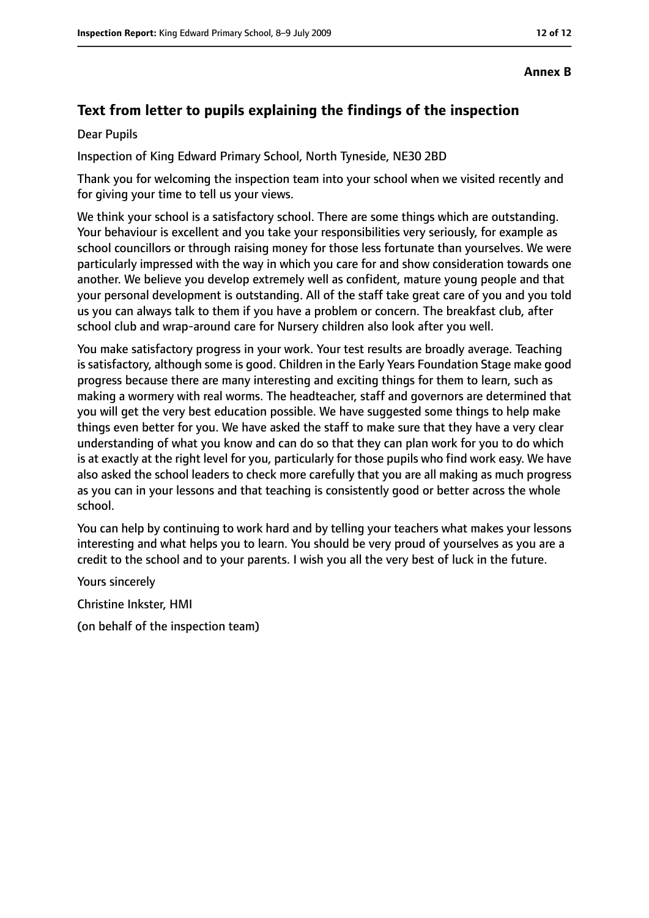**Annex B**

## Text from letter to pupils explaining the findings of the inspection

Dear Pupils

Inspection of King Edward Primary School, North Tyneside, NE30 2BD

Thank you for welcoming the inspection team into your school when we visited recently and for giving your time to tell us your views.

We think your school is a satisfactory school. There are some things which are outstanding. Your behaviour is excellent and you take your responsibilities very seriously, for example as school councillors or through raising money for those less fortunate than yourselves. We were particularly impressed with the way in which you care for and show consideration towards one another. We believe you develop extremely well as confident, mature young people and that your personal development is outstanding. All of the staff take great care of you and you told us you can always talk to them if you have a problem or concern. The breakfast club, after school club and wrap-around care for Nursery children also look after you well.

You make satisfactory progress in your work. Your test results are broadly average. Teaching is satisfactory, although some is good. Children in the Early Years Foundation Stage make good progress because there are many interesting and exciting things for them to learn, such as making a wormery with real worms. The headteacher, staff and governors are determined that you will get the very best education possible. We have suggested some things to help make things even better for you. We have asked the staff to make sure that they have a very clear understanding of what you know and can do so that they can plan work for you to do which is at exactly at the right level for you, particularly for those pupils who find work easy. We have also asked the school leaders to check more carefully that you are all making as much progress as you can in your lessons and that teaching is consistently good or better across the whole school.

You can help by continuing to work hard and by telling your teachers what makes your lessons interesting and what helps you to learn. You should be very proud of yourselves as you are a credit to the school and to your parents. I wish you all the very best of luck in the future.

Yours sincerely

Christine Inkster, HMI

(on behalf of the inspection team)